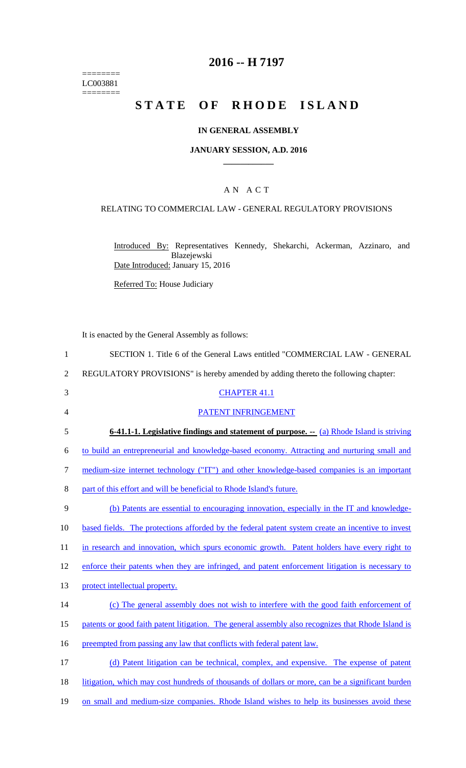========
LC003881
========

# 2016 -- H 7197

# STATE OF RHODE ISLAND

## IN GENERAL ASSEMBLY

### JANUARY SESSION, A.D. 2016

### A N A C T

RELATING TO COMMERCIAL LAW - GENERAL REGULATORY PROVISIONS

Introduced By: Representatives Kennedy, Shekarchi, Ackerman, Azzinaro, and Blazejewski
Date Introduced: January 15, 2016

Referred To: House Judiciary

It is enacted by the General Assembly as follows:

1 SECTION 1. Title 6 of the General Laws entitled "COMMERCIAL LAW - GENERAL
2 REGULATORY PROVISIONS" is hereby amended by adding thereto the following chapter:

3 CHAPTER 41.1

4 PATENT INFRINGEMENT

5 **6-41.1-1. Legislative findings and statement of purpose. --** (a) Rhode Island is striving
6 to build an entrepreneurial and knowledge-based economy. Attracting and nurturing small and
7 medium-size internet technology ("IT") and other knowledge-based companies is an important
8 part of this effort and will be beneficial to Rhode Island's future.

9 (b) Patents are essential to encouraging innovation, especially in the IT and knowledge-
10 based fields. The protections afforded by the federal patent system create an incentive to invest
11 in research and innovation, which spurs economic growth. Patent holders have every right to
12 enforce their patents when they are infringed, and patent enforcement litigation is necessary to
13 protect intellectual property.

14 (c) The general assembly does not wish to interfere with the good faith enforcement of
15 patents or good faith patent litigation. The general assembly also recognizes that Rhode Island is
16 preempted from passing any law that conflicts with federal patent law.

17 (d) Patent litigation can be technical, complex, and expensive. The expense of patent
18 litigation, which may cost hundreds of thousands of dollars or more, can be a significant burden
19 on small and medium-size companies. Rhode Island wishes to help its businesses avoid these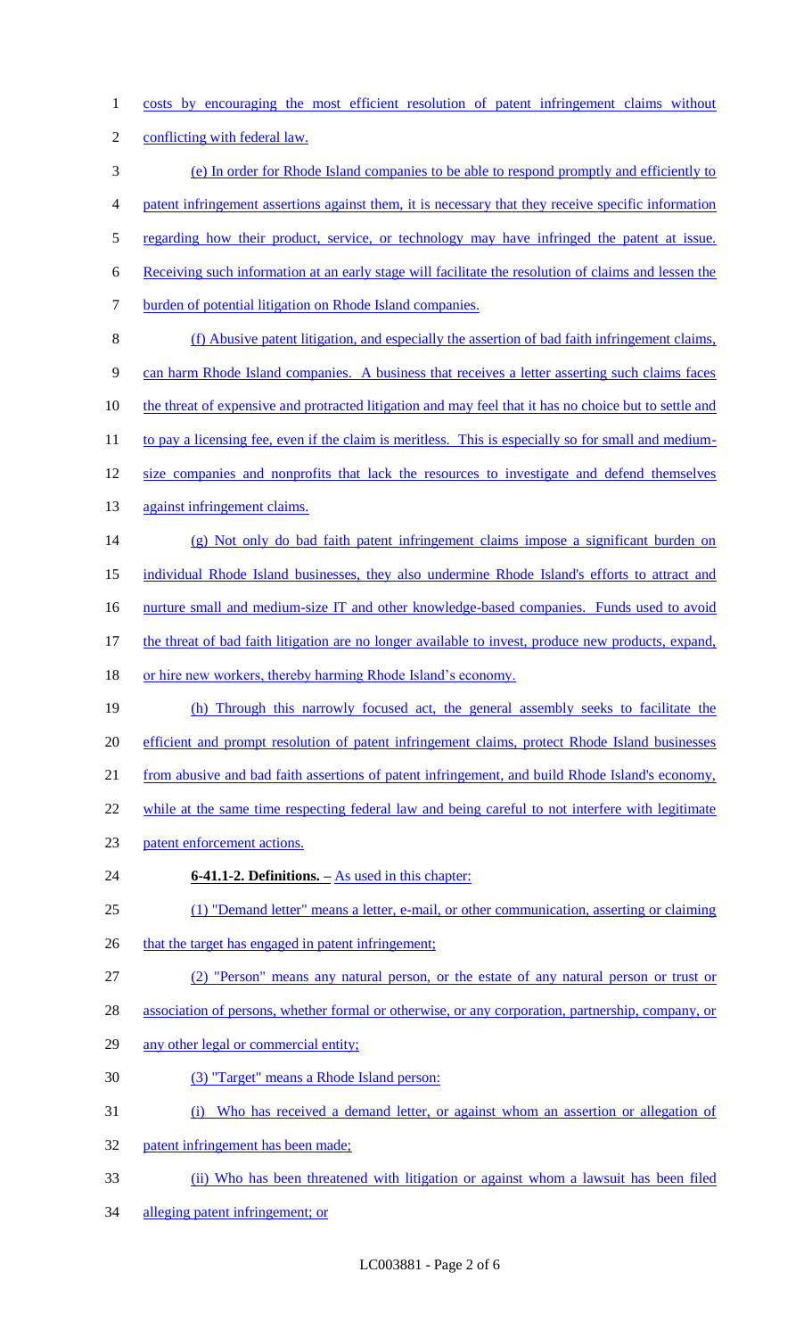costs by encouraging the most efficient resolution of patent infringement claims without conflicting with federal law.

(e) In order for Rhode Island companies to be able to respond promptly and efficiently to patent infringement assertions against them, it is necessary that they receive specific information regarding how their product, service, or technology may have infringed the patent at issue. Receiving such information at an early stage will facilitate the resolution of claims and lessen the burden of potential litigation on Rhode Island companies.

(f) Abusive patent litigation, and especially the assertion of bad faith infringement claims, can harm Rhode Island companies. A business that receives a letter asserting such claims faces the threat of expensive and protracted litigation and may feel that it has no choice but to settle and to pay a licensing fee, even if the claim is meritless. This is especially so for small and medium-size companies and nonprofits that lack the resources to investigate and defend themselves against infringement claims.

(g) Not only do bad faith patent infringement claims impose a significant burden on individual Rhode Island businesses, they also undermine Rhode Island's efforts to attract and nurture small and medium-size IT and other knowledge-based companies. Funds used to avoid the threat of bad faith litigation are no longer available to invest, produce new products, expand, or hire new workers, thereby harming Rhode Island's economy.

(h) Through this narrowly focused act, the general assembly seeks to facilitate the efficient and prompt resolution of patent infringement claims, protect Rhode Island businesses from abusive and bad faith assertions of patent infringement, and build Rhode Island's economy, while at the same time respecting federal law and being careful to not interfere with legitimate patent enforcement actions.

**6-41.1-2. Definitions. –** As used in this chapter:

(1) "Demand letter" means a letter, e-mail, or other communication, asserting or claiming that the target has engaged in patent infringement;

(2) "Person" means any natural person, or the estate of any natural person or trust or association of persons, whether formal or otherwise, or any corporation, partnership, company, or any other legal or commercial entity;

(3) "Target" means a Rhode Island person:

(i) Who has received a demand letter, or against whom an assertion or allegation of patent infringement has been made;

(ii) Who has been threatened with litigation or against whom a lawsuit has been filed alleging patent infringement; or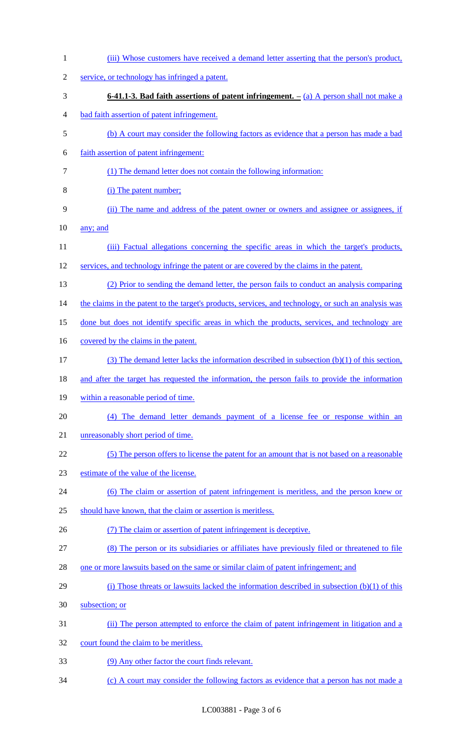(iii) Whose customers have received a demand letter asserting that the person's product, service, or technology has infringed a patent.

**6-41.1-3. Bad faith assertions of patent infringement. –** (a) A person shall not make a bad faith assertion of patent infringement.

(b) A court may consider the following factors as evidence that a person has made a bad faith assertion of patent infringement:

(1) The demand letter does not contain the following information:

(i) The patent number;

(ii) The name and address of the patent owner or owners and assignee or assignees, if any; and

(iii) Factual allegations concerning the specific areas in which the target's products, services, and technology infringe the patent or are covered by the claims in the patent.

(2) Prior to sending the demand letter, the person fails to conduct an analysis comparing the claims in the patent to the target's products, services, and technology, or such an analysis was done but does not identify specific areas in which the products, services, and technology are covered by the claims in the patent.

(3) The demand letter lacks the information described in subsection (b)(1) of this section, and after the target has requested the information, the person fails to provide the information within a reasonable period of time.

(4) The demand letter demands payment of a license fee or response within an unreasonably short period of time.

(5) The person offers to license the patent for an amount that is not based on a reasonable estimate of the value of the license.

(6) The claim or assertion of patent infringement is meritless, and the person knew or should have known, that the claim or assertion is meritless.

(7) The claim or assertion of patent infringement is deceptive.

(8) The person or its subsidiaries or affiliates have previously filed or threatened to file one or more lawsuits based on the same or similar claim of patent infringement; and

(i) Those threats or lawsuits lacked the information described in subsection (b)(1) of this subsection; or

(ii) The person attempted to enforce the claim of patent infringement in litigation and a court found the claim to be meritless.

(9) Any other factor the court finds relevant.

(c) A court may consider the following factors as evidence that a person has not made a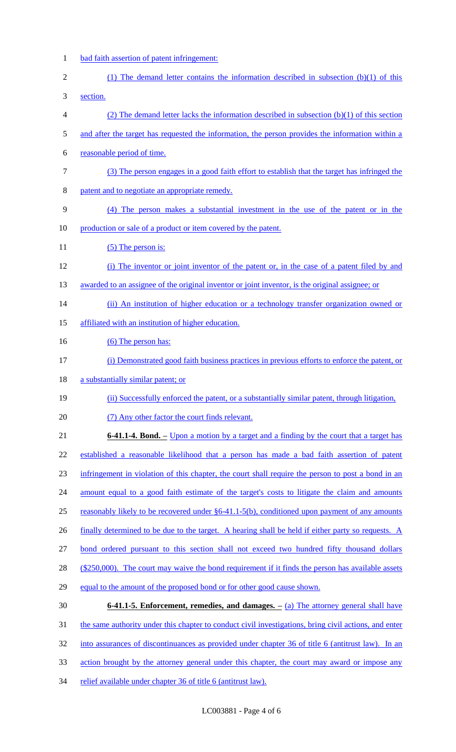bad faith assertion of patent infringement:

(1) The demand letter contains the information described in subsection (b)(1) of this section.

(2) The demand letter lacks the information described in subsection (b)(1) of this section and after the target has requested the information, the person provides the information within a reasonable period of time.

(3) The person engages in a good faith effort to establish that the target has infringed the patent and to negotiate an appropriate remedy.

(4) The person makes a substantial investment in the use of the patent or in the production or sale of a product or item covered by the patent.

(5) The person is:

(i) The inventor or joint inventor of the patent or, in the case of a patent filed by and awarded to an assignee of the original inventor or joint inventor, is the original assignee; or

(ii) An institution of higher education or a technology transfer organization owned or affiliated with an institution of higher education.

(6) The person has:

(i) Demonstrated good faith business practices in previous efforts to enforce the patent, or a substantially similar patent; or

(ii) Successfully enforced the patent, or a substantially similar patent, through litigation.

(7) Any other factor the court finds relevant.

**6-41.1-4. Bond. –** Upon a motion by a target and a finding by the court that a target has established a reasonable likelihood that a person has made a bad faith assertion of patent infringement in violation of this chapter, the court shall require the person to post a bond in an amount equal to a good faith estimate of the target's costs to litigate the claim and amounts reasonably likely to be recovered under §6-41.1-5(b), conditioned upon payment of any amounts finally determined to be due to the target. A hearing shall be held if either party so requests. A bond ordered pursuant to this section shall not exceed two hundred fifty thousand dollars ($250,000). The court may waive the bond requirement if it finds the person has available assets equal to the amount of the proposed bond or for other good cause shown.

**6-41.1-5. Enforcement, remedies, and damages. –** (a) The attorney general shall have the same authority under this chapter to conduct civil investigations, bring civil actions, and enter into assurances of discontinuances as provided under chapter 36 of title 6 (antitrust law). In an action brought by the attorney general under this chapter, the court may award or impose any relief available under chapter 36 of title 6 (antitrust law).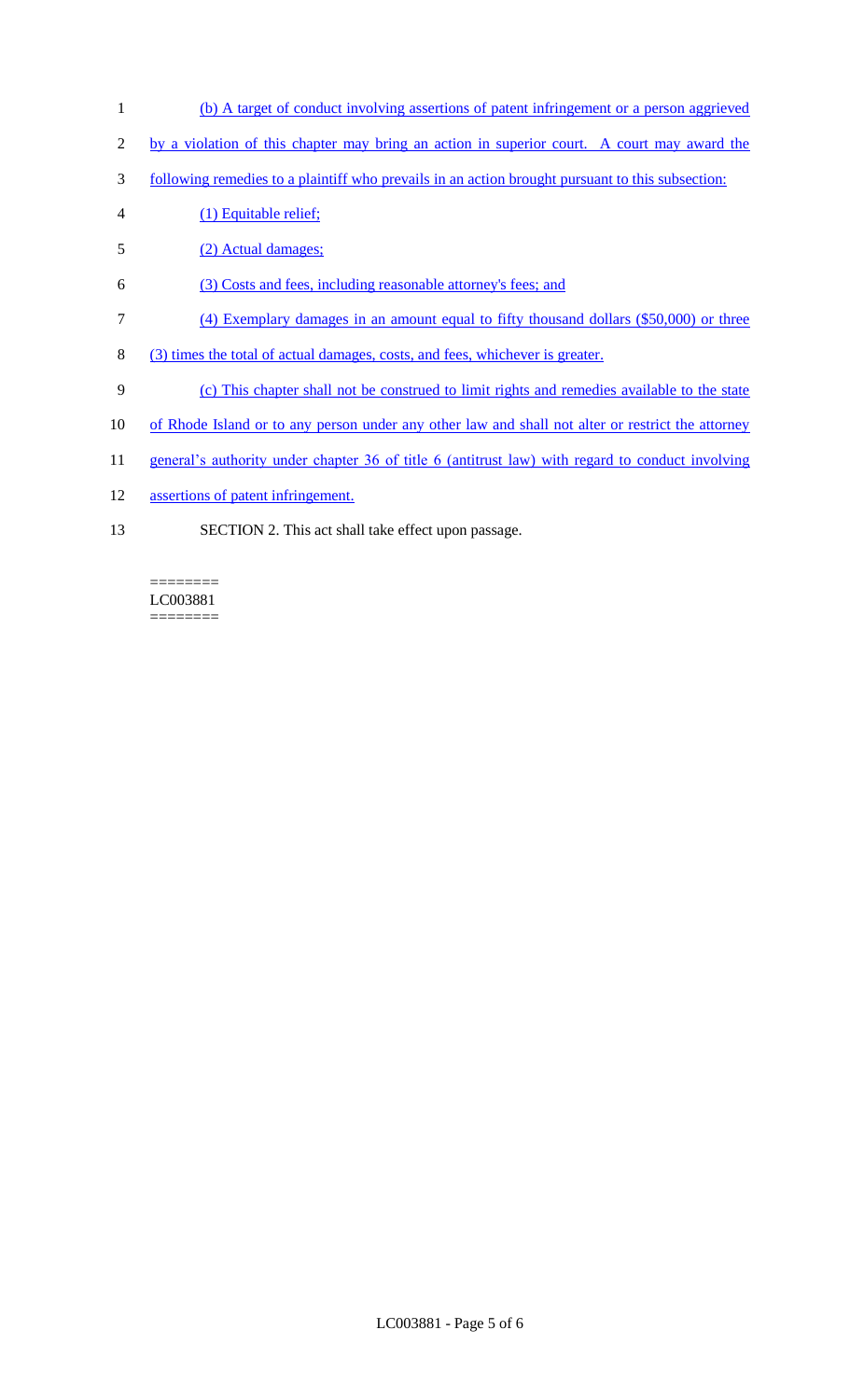(b) A target of conduct involving assertions of patent infringement or a person aggrieved by a violation of this chapter may bring an action in superior court. A court may award the following remedies to a plaintiff who prevails in an action brought pursuant to this subsection:

(1) Equitable relief;

(2) Actual damages;

(3) Costs and fees, including reasonable attorney's fees; and

(4) Exemplary damages in an amount equal to fifty thousand dollars ($50,000) or three (3) times the total of actual damages, costs, and fees, whichever is greater.

(c) This chapter shall not be construed to limit rights and remedies available to the state of Rhode Island or to any person under any other law and shall not alter or restrict the attorney general's authority under chapter 36 of title 6 (antitrust law) with regard to conduct involving assertions of patent infringement.

SECTION 2. This act shall take effect upon passage.

========
LC003881
========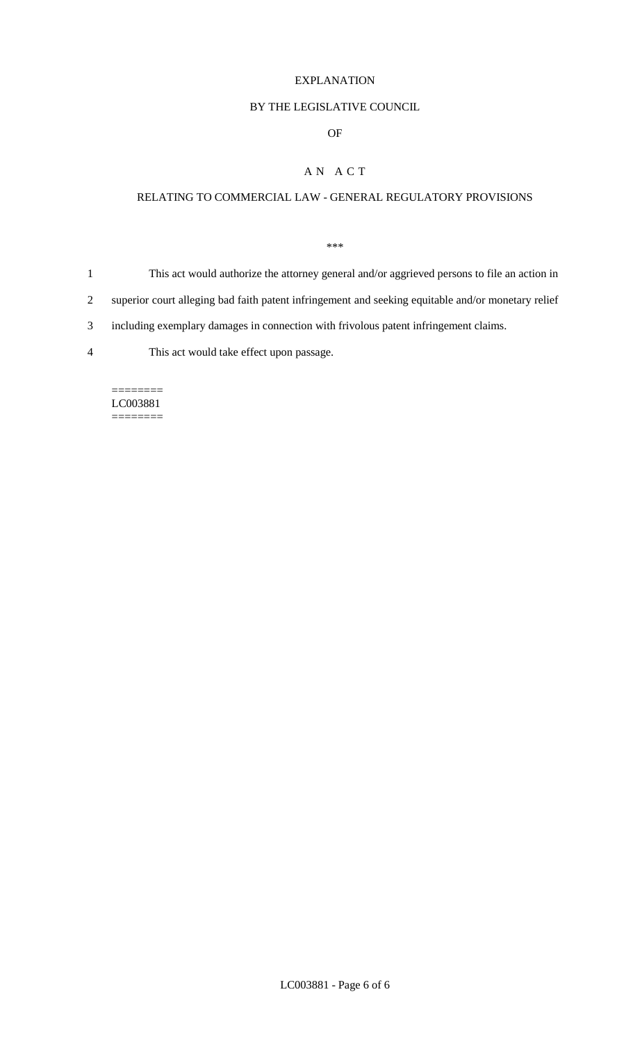EXPLANATION

BY THE LEGISLATIVE COUNCIL

OF

A N A C T

RELATING TO COMMERCIAL LAW - GENERAL REGULATORY PROVISIONS

\*\*\*

1 This act would authorize the attorney general and/or aggrieved persons to file an action in
2 superior court alleging bad faith patent infringement and seeking equitable and/or monetary relief
3 including exemplary damages in connection with frivolous patent infringement claims.
4 This act would take effect upon passage.

========
LC003881
========